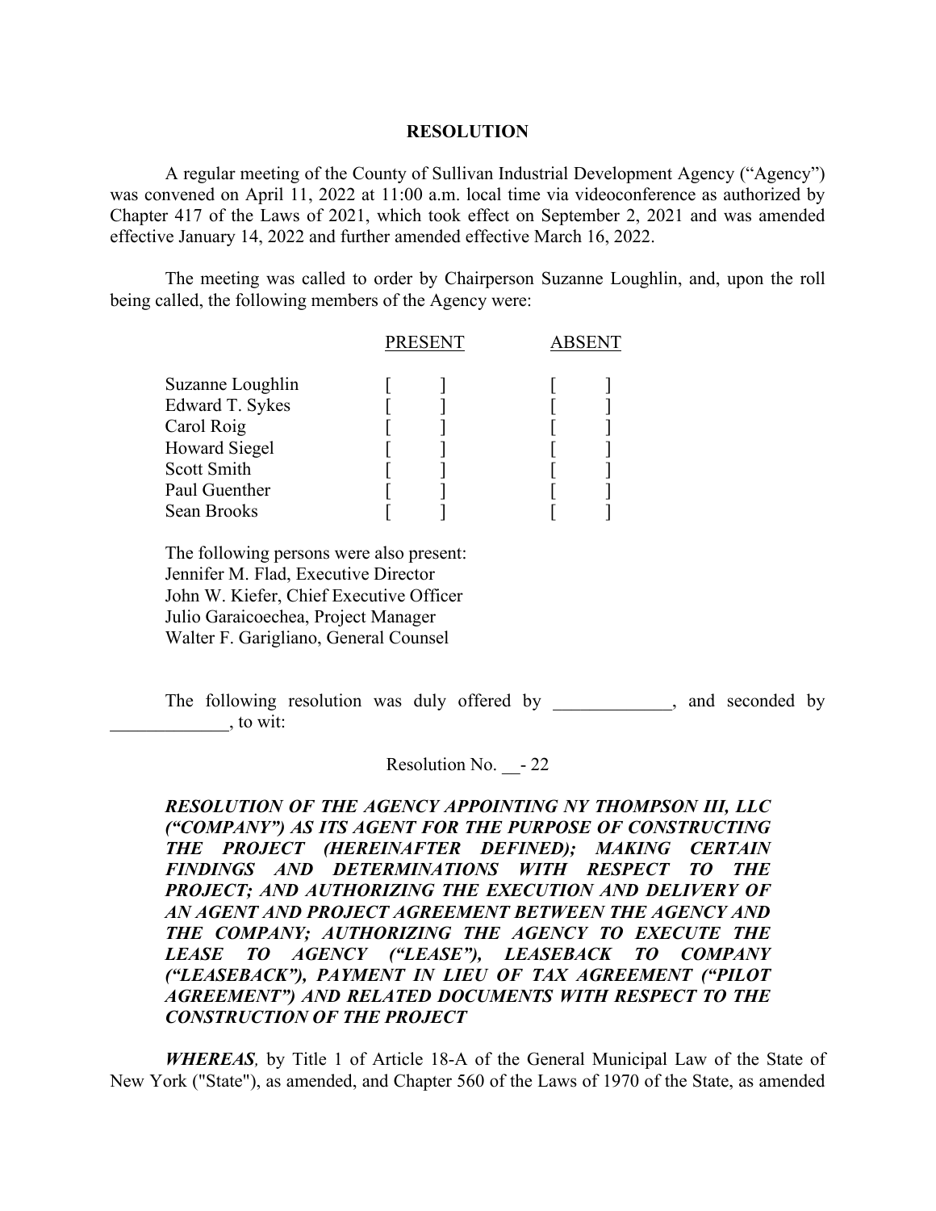# RESOLUTION

A regular meeting of the County of Sullivan Industrial Development Agency ("Agency") was convened on April 11, 2022 at 11:00 a.m. local time via videoconference as authorized by Chapter 417 of the Laws of 2021, which took effect on September 2, 2021 and was amended effective January 14, 2022 and further amended effective March 16, 2022.

The meeting was called to order by Chairperson Suzanne Loughlin, and, upon the roll being called, the following members of the Agency were:

| | PRESENT | ABSENT |
|---|---|---|
| Suzanne Loughlin | [ ] | [ ] |
| Edward T. Sykes | [ ] | [ ] |
| Carol Roig | [ ] | [ ] |
| Howard Siegel | [ ] | [ ] |
| Scott Smith | [ ] | [ ] |
| Paul Guenther | [ ] | [ ] |
| Sean Brooks | [ ] | [ ] |

The following persons were also present:
Jennifer M. Flad, Executive Director
John W. Kiefer, Chief Executive Officer
Julio Garaicoechea, Project Manager
Walter F. Garigliano, General Counsel

The following resolution was duly offered by _____________, and seconded by _____________, to wit:

Resolution No. __- 22

***RESOLUTION OF THE AGENCY APPOINTING NY THOMPSON III, LLC ("COMPANY") AS ITS AGENT FOR THE PURPOSE OF CONSTRUCTING THE PROJECT (HEREINAFTER DEFINED); MAKING CERTAIN FINDINGS AND DETERMINATIONS WITH RESPECT TO THE PROJECT; AND AUTHORIZING THE EXECUTION AND DELIVERY OF AN AGENT AND PROJECT AGREEMENT BETWEEN THE AGENCY AND THE COMPANY; AUTHORIZING THE AGENCY TO EXECUTE THE LEASE TO AGENCY ("LEASE"), LEASEBACK TO COMPANY ("LEASEBACK"), PAYMENT IN LIEU OF TAX AGREEMENT ("PILOT AGREEMENT") AND RELATED DOCUMENTS WITH RESPECT TO THE CONSTRUCTION OF THE PROJECT***

***WHEREAS****,* by Title 1 of Article 18-A of the General Municipal Law of the State of New York ("State"), as amended, and Chapter 560 of the Laws of 1970 of the State, as amended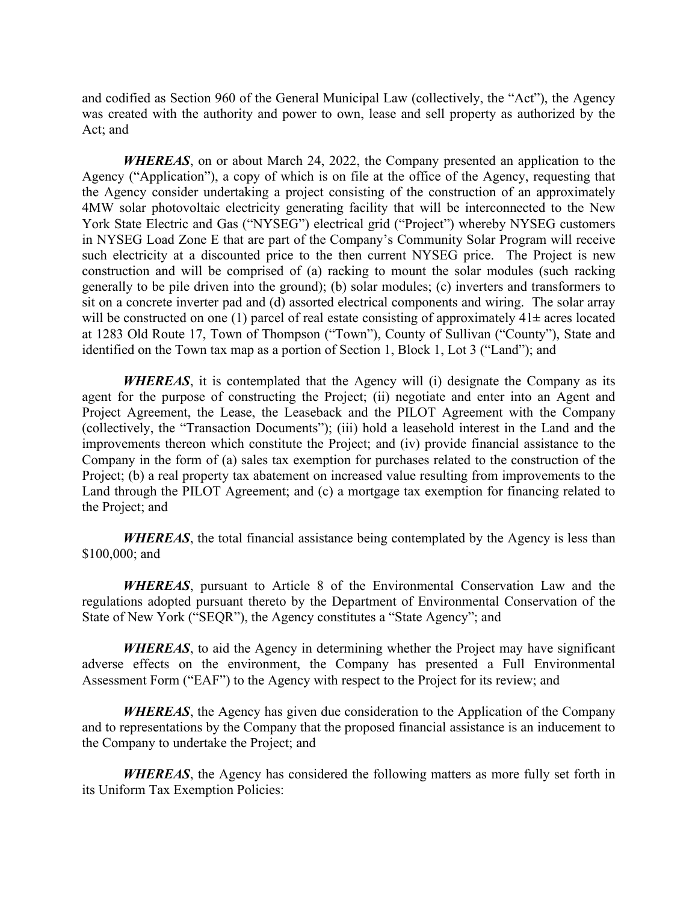and codified as Section 960 of the General Municipal Law (collectively, the "Act"), the Agency was created with the authority and power to own, lease and sell property as authorized by the Act; and

***WHEREAS***, on or about March 24, 2022, the Company presented an application to the Agency ("Application"), a copy of which is on file at the office of the Agency, requesting that the Agency consider undertaking a project consisting of the construction of an approximately 4MW solar photovoltaic electricity generating facility that will be interconnected to the New York State Electric and Gas ("NYSEG") electrical grid ("Project") whereby NYSEG customers in NYSEG Load Zone E that are part of the Company's Community Solar Program will receive such electricity at a discounted price to the then current NYSEG price. The Project is new construction and will be comprised of (a) racking to mount the solar modules (such racking generally to be pile driven into the ground); (b) solar modules; (c) inverters and transformers to sit on a concrete inverter pad and (d) assorted electrical components and wiring. The solar array will be constructed on one (1) parcel of real estate consisting of approximately 41± acres located at 1283 Old Route 17, Town of Thompson ("Town"), County of Sullivan ("County"), State and identified on the Town tax map as a portion of Section 1, Block 1, Lot 3 ("Land"); and

***WHEREAS***, it is contemplated that the Agency will (i) designate the Company as its agent for the purpose of constructing the Project; (ii) negotiate and enter into an Agent and Project Agreement, the Lease, the Leaseback and the PILOT Agreement with the Company (collectively, the "Transaction Documents"); (iii) hold a leasehold interest in the Land and the improvements thereon which constitute the Project; and (iv) provide financial assistance to the Company in the form of (a) sales tax exemption for purchases related to the construction of the Project; (b) a real property tax abatement on increased value resulting from improvements to the Land through the PILOT Agreement; and (c) a mortgage tax exemption for financing related to the Project; and

***WHEREAS***, the total financial assistance being contemplated by the Agency is less than $100,000; and

***WHEREAS***, pursuant to Article 8 of the Environmental Conservation Law and the regulations adopted pursuant thereto by the Department of Environmental Conservation of the State of New York ("SEQR"), the Agency constitutes a "State Agency"; and

***WHEREAS***, to aid the Agency in determining whether the Project may have significant adverse effects on the environment, the Company has presented a Full Environmental Assessment Form ("EAF") to the Agency with respect to the Project for its review; and

***WHEREAS***, the Agency has given due consideration to the Application of the Company and to representations by the Company that the proposed financial assistance is an inducement to the Company to undertake the Project; and

***WHEREAS***, the Agency has considered the following matters as more fully set forth in its Uniform Tax Exemption Policies: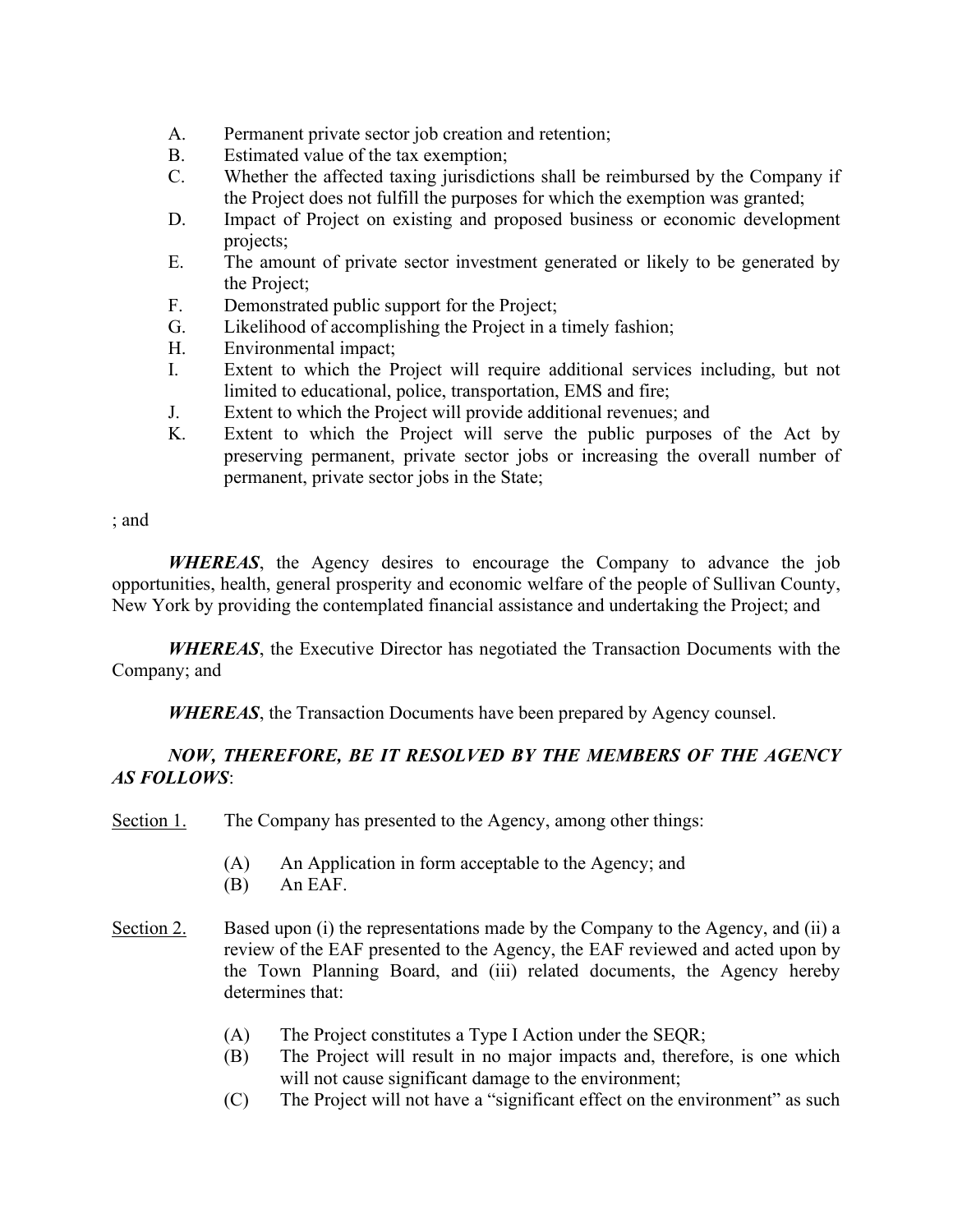A. Permanent private sector job creation and retention;
B. Estimated value of the tax exemption;
C. Whether the affected taxing jurisdictions shall be reimbursed by the Company if the Project does not fulfill the purposes for which the exemption was granted;
D. Impact of Project on existing and proposed business or economic development projects;
E. The amount of private sector investment generated or likely to be generated by the Project;
F. Demonstrated public support for the Project;
G. Likelihood of accomplishing the Project in a timely fashion;
H. Environmental impact;
I. Extent to which the Project will require additional services including, but not limited to educational, police, transportation, EMS and fire;
J. Extent to which the Project will provide additional revenues; and
K. Extent to which the Project will serve the public purposes of the Act by preserving permanent, private sector jobs or increasing the overall number of permanent, private sector jobs in the State;

; and

***WHEREAS***, the Agency desires to encourage the Company to advance the job opportunities, health, general prosperity and economic welfare of the people of Sullivan County, New York by providing the contemplated financial assistance and undertaking the Project; and

***WHEREAS***, the Executive Director has negotiated the Transaction Documents with the Company; and

***WHEREAS***, the Transaction Documents have been prepared by Agency counsel.

***NOW, THEREFORE, BE IT RESOLVED BY THE MEMBERS OF THE AGENCY AS FOLLOWS***:

<u>Section 1.</u> The Company has presented to the Agency, among other things:

(A) An Application in form acceptable to the Agency; and
(B) An EAF.

<u>Section 2.</u> Based upon (i) the representations made by the Company to the Agency, and (ii) a review of the EAF presented to the Agency, the EAF reviewed and acted upon by the Town Planning Board, and (iii) related documents, the Agency hereby determines that:

(A) The Project constitutes a Type I Action under the SEQR;
(B) The Project will result in no major impacts and, therefore, is one which will not cause significant damage to the environment;
(C) The Project will not have a "significant effect on the environment" as such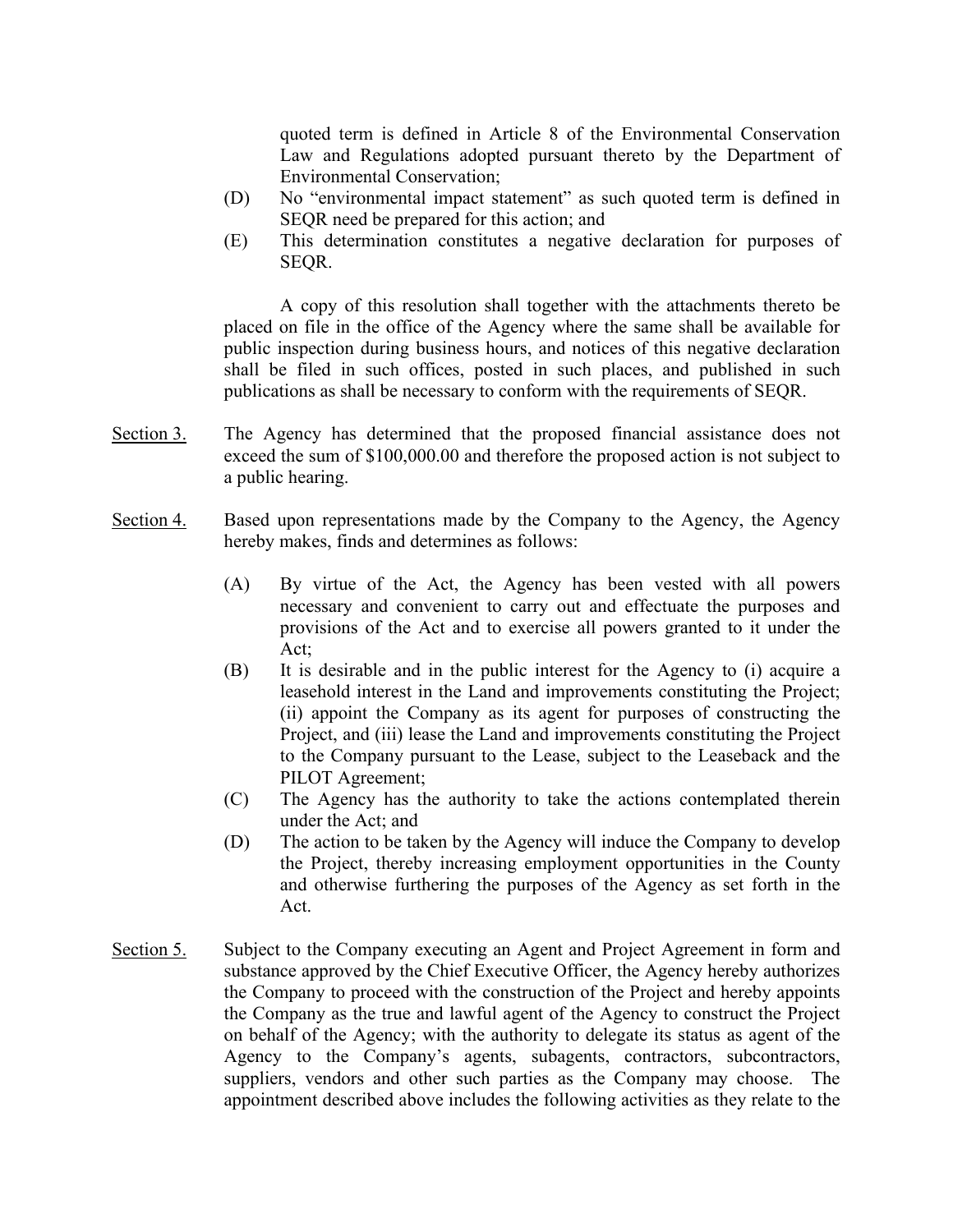quoted term is defined in Article 8 of the Environmental Conservation Law and Regulations adopted pursuant thereto by the Department of Environmental Conservation;

(D) No "environmental impact statement" as such quoted term is defined in SEQR need be prepared for this action; and

(E) This determination constitutes a negative declaration for purposes of SEQR.

A copy of this resolution shall together with the attachments thereto be placed on file in the office of the Agency where the same shall be available for public inspection during business hours, and notices of this negative declaration shall be filed in such offices, posted in such places, and published in such publications as shall be necessary to conform with the requirements of SEQR.

Section 3. The Agency has determined that the proposed financial assistance does not exceed the sum of $100,000.00 and therefore the proposed action is not subject to a public hearing.

Section 4. Based upon representations made by the Company to the Agency, the Agency hereby makes, finds and determines as follows:

(A) By virtue of the Act, the Agency has been vested with all powers necessary and convenient to carry out and effectuate the purposes and provisions of the Act and to exercise all powers granted to it under the Act;

(B) It is desirable and in the public interest for the Agency to (i) acquire a leasehold interest in the Land and improvements constituting the Project; (ii) appoint the Company as its agent for purposes of constructing the Project, and (iii) lease the Land and improvements constituting the Project to the Company pursuant to the Lease, subject to the Leaseback and the PILOT Agreement;

(C) The Agency has the authority to take the actions contemplated therein under the Act; and

(D) The action to be taken by the Agency will induce the Company to develop the Project, thereby increasing employment opportunities in the County and otherwise furthering the purposes of the Agency as set forth in the Act.

Section 5. Subject to the Company executing an Agent and Project Agreement in form and substance approved by the Chief Executive Officer, the Agency hereby authorizes the Company to proceed with the construction of the Project and hereby appoints the Company as the true and lawful agent of the Agency to construct the Project on behalf of the Agency; with the authority to delegate its status as agent of the Agency to the Company's agents, subagents, contractors, subcontractors, suppliers, vendors and other such parties as the Company may choose. The appointment described above includes the following activities as they relate to the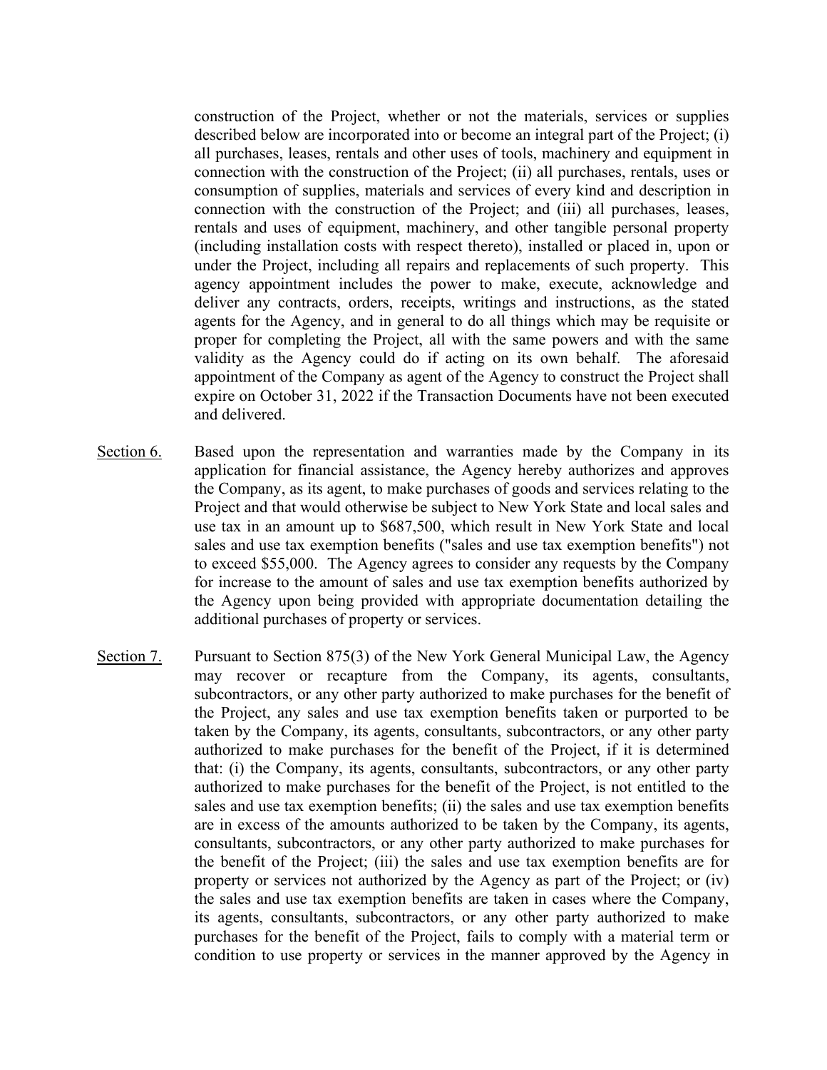construction of the Project, whether or not the materials, services or supplies described below are incorporated into or become an integral part of the Project; (i) all purchases, leases, rentals and other uses of tools, machinery and equipment in connection with the construction of the Project; (ii) all purchases, rentals, uses or consumption of supplies, materials and services of every kind and description in connection with the construction of the Project; and (iii) all purchases, leases, rentals and uses of equipment, machinery, and other tangible personal property (including installation costs with respect thereto), installed or placed in, upon or under the Project, including all repairs and replacements of such property. This agency appointment includes the power to make, execute, acknowledge and deliver any contracts, orders, receipts, writings and instructions, as the stated agents for the Agency, and in general to do all things which may be requisite or proper for completing the Project, all with the same powers and with the same validity as the Agency could do if acting on its own behalf. The aforesaid appointment of the Company as agent of the Agency to construct the Project shall expire on October 31, 2022 if the Transaction Documents have not been executed and delivered.

Section 6. Based upon the representation and warranties made by the Company in its application for financial assistance, the Agency hereby authorizes and approves the Company, as its agent, to make purchases of goods and services relating to the Project and that would otherwise be subject to New York State and local sales and use tax in an amount up to $687,500, which result in New York State and local sales and use tax exemption benefits ("sales and use tax exemption benefits") not to exceed $55,000. The Agency agrees to consider any requests by the Company for increase to the amount of sales and use tax exemption benefits authorized by the Agency upon being provided with appropriate documentation detailing the additional purchases of property or services.

Section 7. Pursuant to Section 875(3) of the New York General Municipal Law, the Agency may recover or recapture from the Company, its agents, consultants, subcontractors, or any other party authorized to make purchases for the benefit of the Project, any sales and use tax exemption benefits taken or purported to be taken by the Company, its agents, consultants, subcontractors, or any other party authorized to make purchases for the benefit of the Project, if it is determined that: (i) the Company, its agents, consultants, subcontractors, or any other party authorized to make purchases for the benefit of the Project, is not entitled to the sales and use tax exemption benefits; (ii) the sales and use tax exemption benefits are in excess of the amounts authorized to be taken by the Company, its agents, consultants, subcontractors, or any other party authorized to make purchases for the benefit of the Project; (iii) the sales and use tax exemption benefits are for property or services not authorized by the Agency as part of the Project; or (iv) the sales and use tax exemption benefits are taken in cases where the Company, its agents, consultants, subcontractors, or any other party authorized to make purchases for the benefit of the Project, fails to comply with a material term or condition to use property or services in the manner approved by the Agency in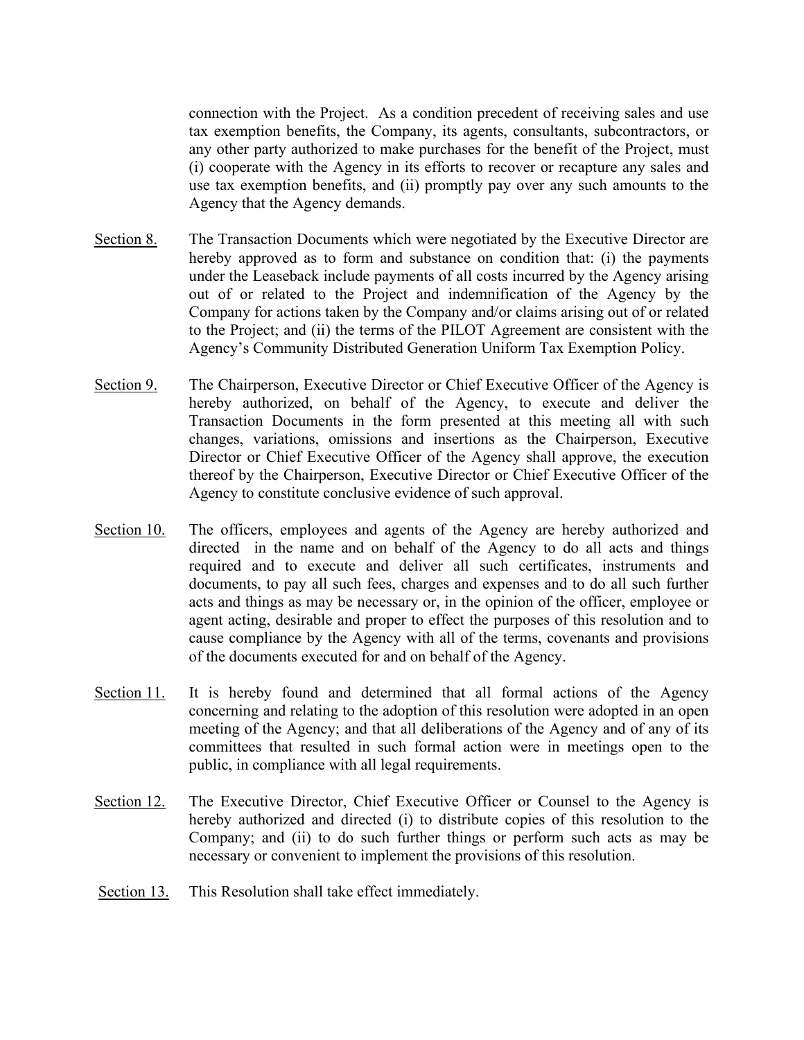connection with the Project. As a condition precedent of receiving sales and use tax exemption benefits, the Company, its agents, consultants, subcontractors, or any other party authorized to make purchases for the benefit of the Project, must (i) cooperate with the Agency in its efforts to recover or recapture any sales and use tax exemption benefits, and (ii) promptly pay over any such amounts to the Agency that the Agency demands.

Section 8. The Transaction Documents which were negotiated by the Executive Director are hereby approved as to form and substance on condition that: (i) the payments under the Leaseback include payments of all costs incurred by the Agency arising out of or related to the Project and indemnification of the Agency by the Company for actions taken by the Company and/or claims arising out of or related to the Project; and (ii) the terms of the PILOT Agreement are consistent with the Agency's Community Distributed Generation Uniform Tax Exemption Policy.

Section 9. The Chairperson, Executive Director or Chief Executive Officer of the Agency is hereby authorized, on behalf of the Agency, to execute and deliver the Transaction Documents in the form presented at this meeting all with such changes, variations, omissions and insertions as the Chairperson, Executive Director or Chief Executive Officer of the Agency shall approve, the execution thereof by the Chairperson, Executive Director or Chief Executive Officer of the Agency to constitute conclusive evidence of such approval.

Section 10. The officers, employees and agents of the Agency are hereby authorized and directed in the name and on behalf of the Agency to do all acts and things required and to execute and deliver all such certificates, instruments and documents, to pay all such fees, charges and expenses and to do all such further acts and things as may be necessary or, in the opinion of the officer, employee or agent acting, desirable and proper to effect the purposes of this resolution and to cause compliance by the Agency with all of the terms, covenants and provisions of the documents executed for and on behalf of the Agency.

Section 11. It is hereby found and determined that all formal actions of the Agency concerning and relating to the adoption of this resolution were adopted in an open meeting of the Agency; and that all deliberations of the Agency and of any of its committees that resulted in such formal action were in meetings open to the public, in compliance with all legal requirements.

Section 12. The Executive Director, Chief Executive Officer or Counsel to the Agency is hereby authorized and directed (i) to distribute copies of this resolution to the Company; and (ii) to do such further things or perform such acts as may be necessary or convenient to implement the provisions of this resolution.

Section 13. This Resolution shall take effect immediately.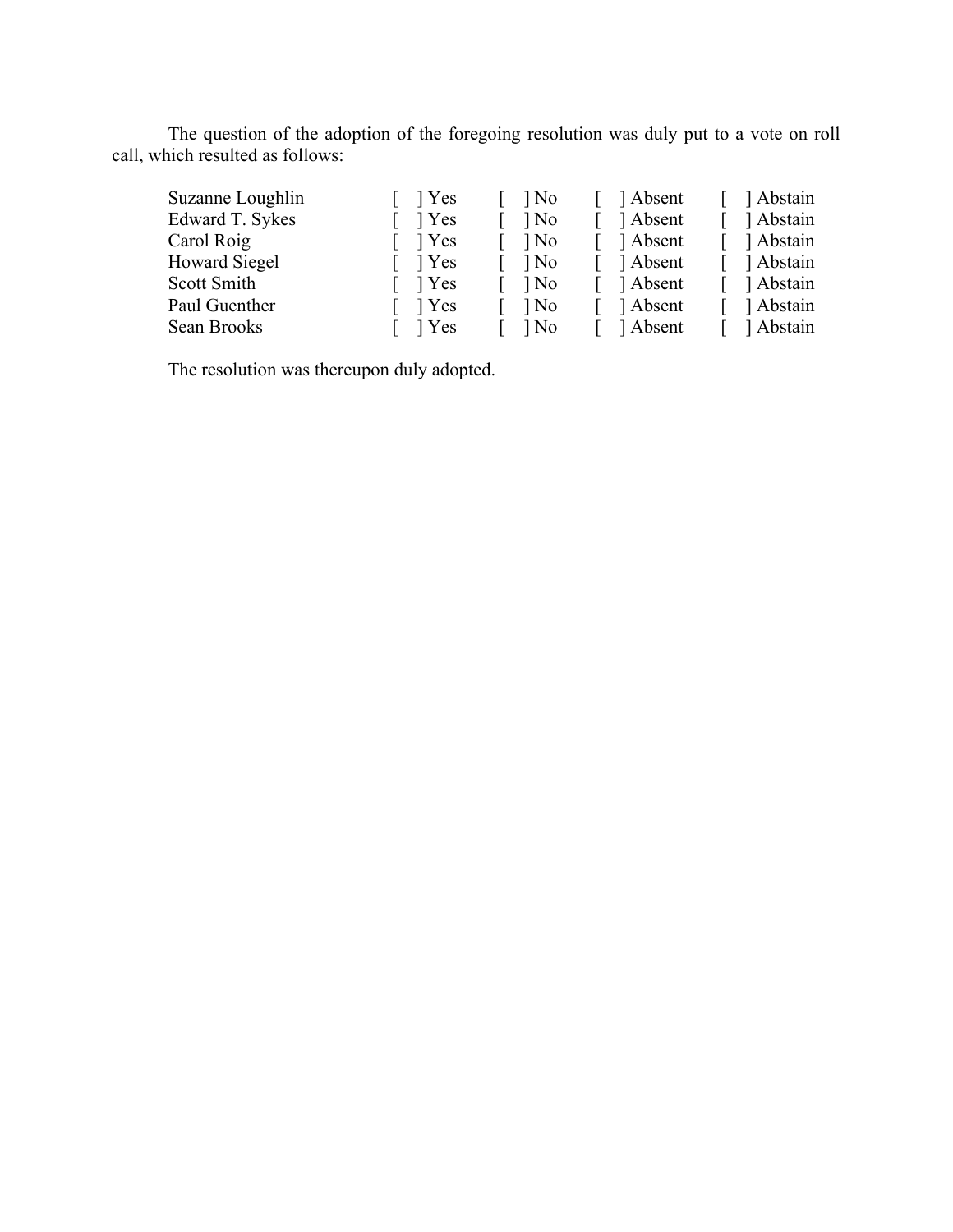The question of the adoption of the foregoing resolution was duly put to a vote on roll call, which resulted as follows:

| | | | | |
|---|---|---|---|---|
| Suzanne Loughlin | [ ] Yes | [ ] No | [ ] Absent | [ ] Abstain |
| Edward T. Sykes | [ ] Yes | [ ] No | [ ] Absent | [ ] Abstain |
| Carol Roig | [ ] Yes | [ ] No | [ ] Absent | [ ] Abstain |
| Howard Siegel | [ ] Yes | [ ] No | [ ] Absent | [ ] Abstain |
| Scott Smith | [ ] Yes | [ ] No | [ ] Absent | [ ] Abstain |
| Paul Guenther | [ ] Yes | [ ] No | [ ] Absent | [ ] Abstain |
| Sean Brooks | [ ] Yes | [ ] No | [ ] Absent | [ ] Abstain |

The resolution was thereupon duly adopted.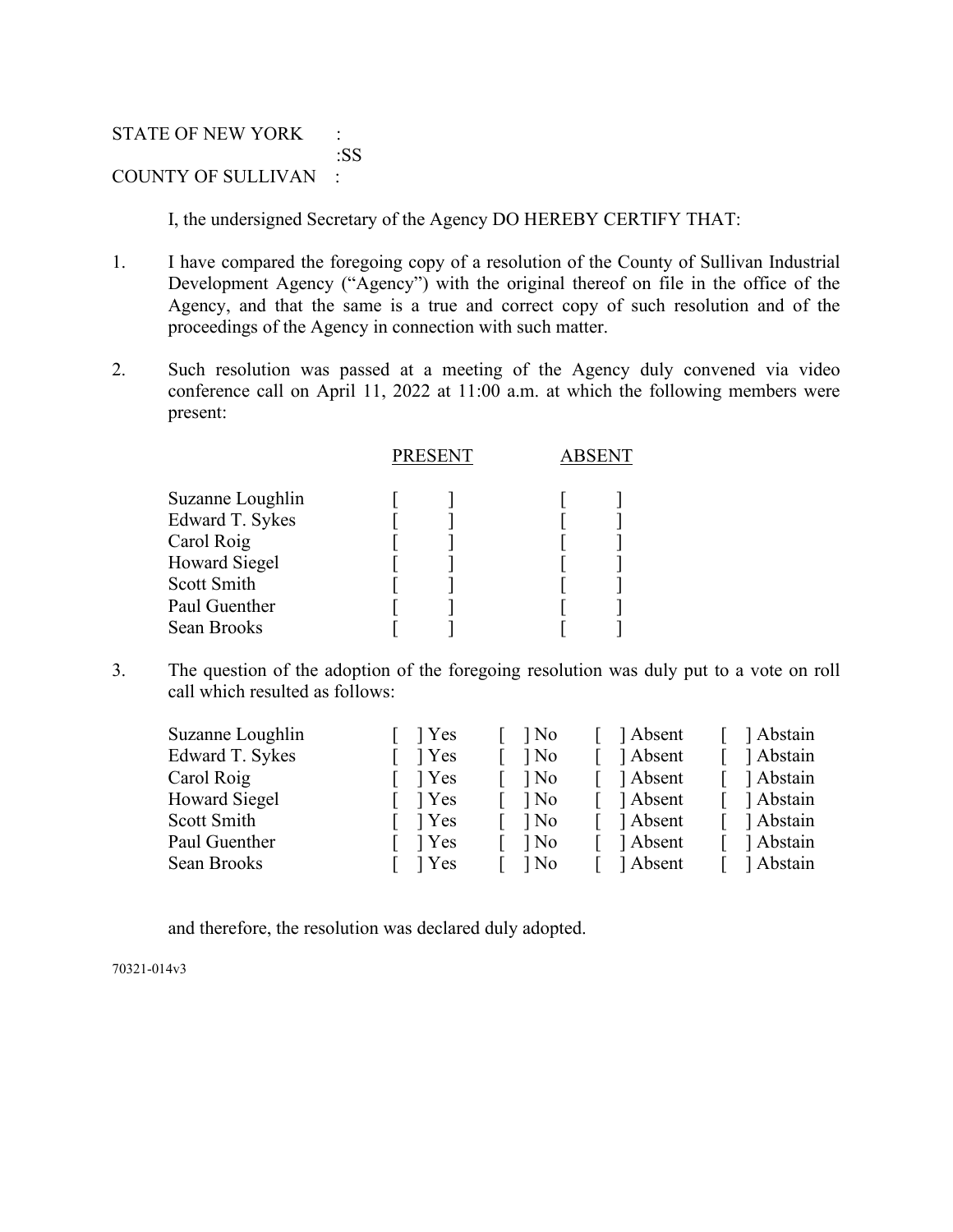STATE OF NEW YORK :
:SS
COUNTY OF SULLIVAN :

I, the undersigned Secretary of the Agency DO HEREBY CERTIFY THAT:

1. I have compared the foregoing copy of a resolution of the County of Sullivan Industrial Development Agency ("Agency") with the original thereof on file in the office of the Agency, and that the same is a true and correct copy of such resolution and of the proceedings of the Agency in connection with such matter.

2. Such resolution was passed at a meeting of the Agency duly convened via video conference call on April 11, 2022 at 11:00 a.m. at which the following members were present:

| | PRESENT | ABSENT |
|---|---|---|
| Suzanne Loughlin | [ ] | [ ] |
| Edward T. Sykes | [ ] | [ ] |
| Carol Roig | [ ] | [ ] |
| Howard Siegel | [ ] | [ ] |
| Scott Smith | [ ] | [ ] |
| Paul Guenther | [ ] | [ ] |
| Sean Brooks | [ ] | [ ] |

3. The question of the adoption of the foregoing resolution was duly put to a vote on roll call which resulted as follows:

| | | | | |
|---|---|---|---|---|
| Suzanne Loughlin | [ ] Yes | [ ] No | [ ] Absent | [ ] Abstain |
| Edward T. Sykes | [ ] Yes | [ ] No | [ ] Absent | [ ] Abstain |
| Carol Roig | [ ] Yes | [ ] No | [ ] Absent | [ ] Abstain |
| Howard Siegel | [ ] Yes | [ ] No | [ ] Absent | [ ] Abstain |
| Scott Smith | [ ] Yes | [ ] No | [ ] Absent | [ ] Abstain |
| Paul Guenther | [ ] Yes | [ ] No | [ ] Absent | [ ] Abstain |
| Sean Brooks | [ ] Yes | [ ] No | [ ] Absent | [ ] Abstain |

and therefore, the resolution was declared duly adopted.

70321-014v3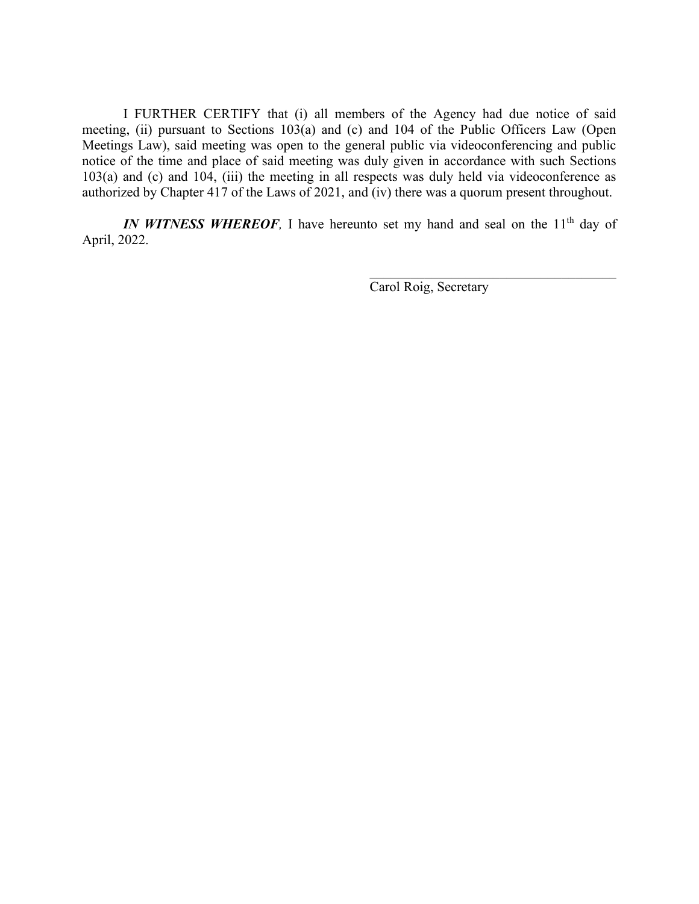I FURTHER CERTIFY that (i) all members of the Agency had due notice of said meeting, (ii) pursuant to Sections 103(a) and (c) and 104 of the Public Officers Law (Open Meetings Law), said meeting was open to the general public via videoconferencing and public notice of the time and place of said meeting was duly given in accordance with such Sections 103(a) and (c) and 104, (iii) the meeting in all respects was duly held via videoconference as authorized by Chapter 417 of the Laws of 2021, and (iv) there was a quorum present throughout.

***IN WITNESS WHEREOF,*** I have hereunto set my hand and seal on the 11th day of April, 2022.

\_\_\_\_\_\_\_\_\_\_\_\_\_\_\_\_\_\_\_\_\_\_\_\_\_\_\_\_\_\_\_\_\_\_\_\_\_

Carol Roig, Secretary